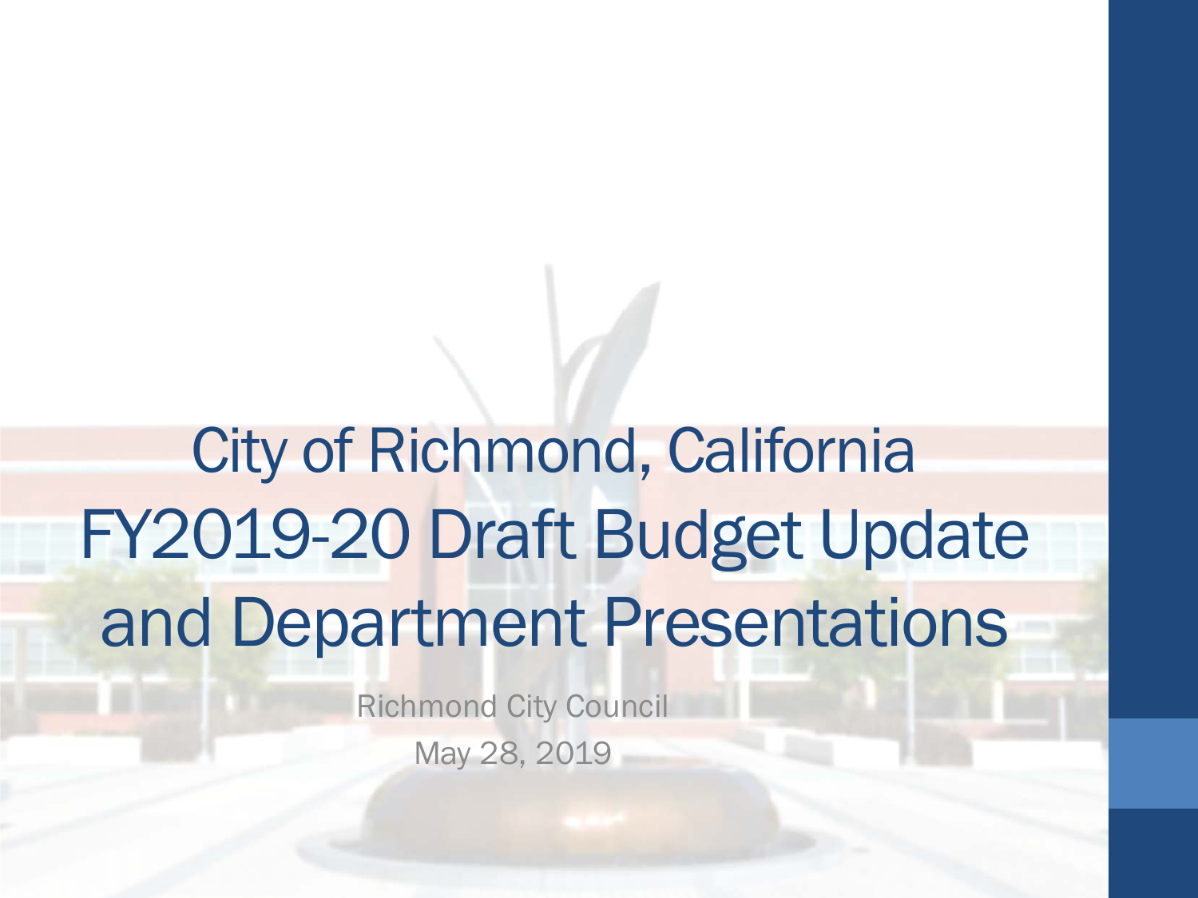# City of Richmond, California FY2019-20 Draft Budget Update and Department Presentations

Richmond City Council

May 28, 2019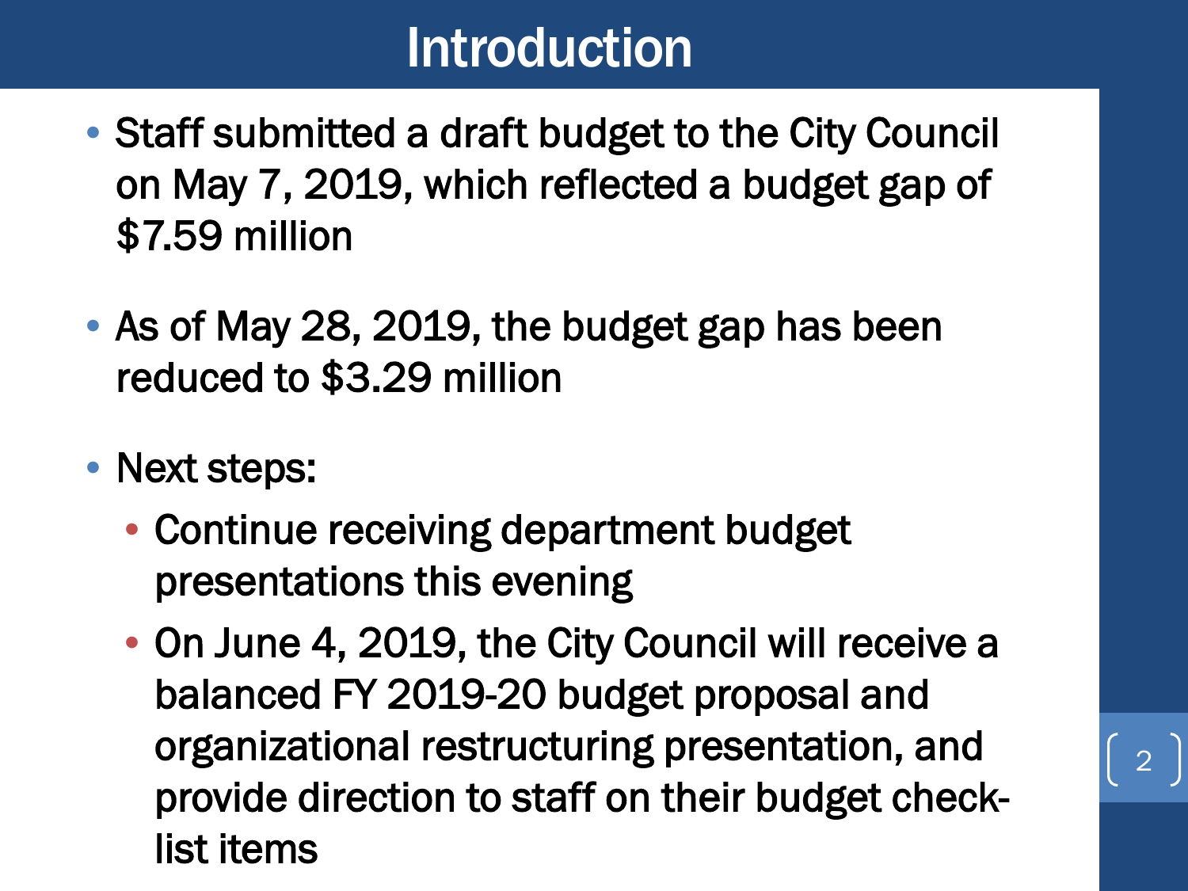# Introduction

- Staff submitted a draft budget to the City Council on May 7, 2019, which reflected a budget gap of $7.59 million
- As of May 28, 2019, the budget gap has been reduced to $3.29 million
- Next steps:
  - Continue receiving department budget presentations this evening
  - On June 4, 2019, the City Council will receive a balanced FY 2019-20 budget proposal and organizational restructuring presentation, and provide direction to staff on their budget check-list items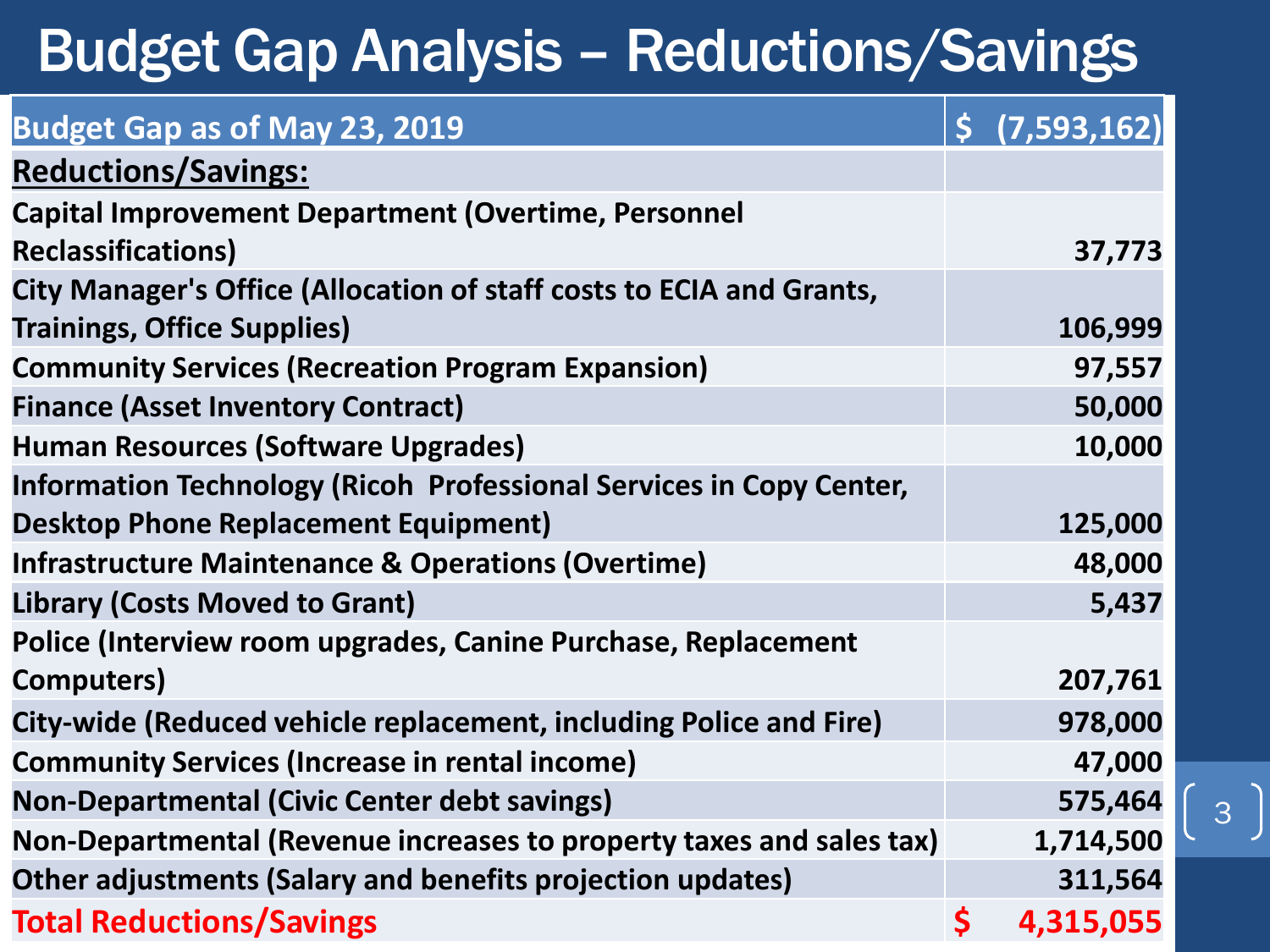# Budget Gap Analysis – Reductions/Savings

| Budget Gap as of May 23, 2019 | $ (7,593,162) |
|---|---|
| **Reductions/Savings:** | |
| Capital Improvement Department (Overtime, Personnel Reclassifications) | 37,773 |
| City Manager's Office (Allocation of staff costs to ECIA and Grants, Trainings, Office Supplies) | 106,999 |
| Community Services (Recreation Program Expansion) | 97,557 |
| Finance (Asset Inventory Contract) | 50,000 |
| Human Resources (Software Upgrades) | 10,000 |
| Information Technology (Ricoh Professional Services in Copy Center, Desktop Phone Replacement Equipment) | 125,000 |
| Infrastructure Maintenance & Operations (Overtime) | 48,000 |
| Library (Costs Moved to Grant) | 5,437 |
| Police (Interview room upgrades, Canine Purchase, Replacement Computers) | 207,761 |
| City-wide (Reduced vehicle replacement, including Police and Fire) | 978,000 |
| Community Services (Increase in rental income) | 47,000 |
| Non-Departmental (Civic Center debt savings) | 575,464 |
| Non-Departmental (Revenue increases to property taxes and sales tax) | 1,714,500 |
| Other adjustments (Salary and benefits projection updates) | 311,564 |
| **Total Reductions/Savings** | **$ 4,315,055** |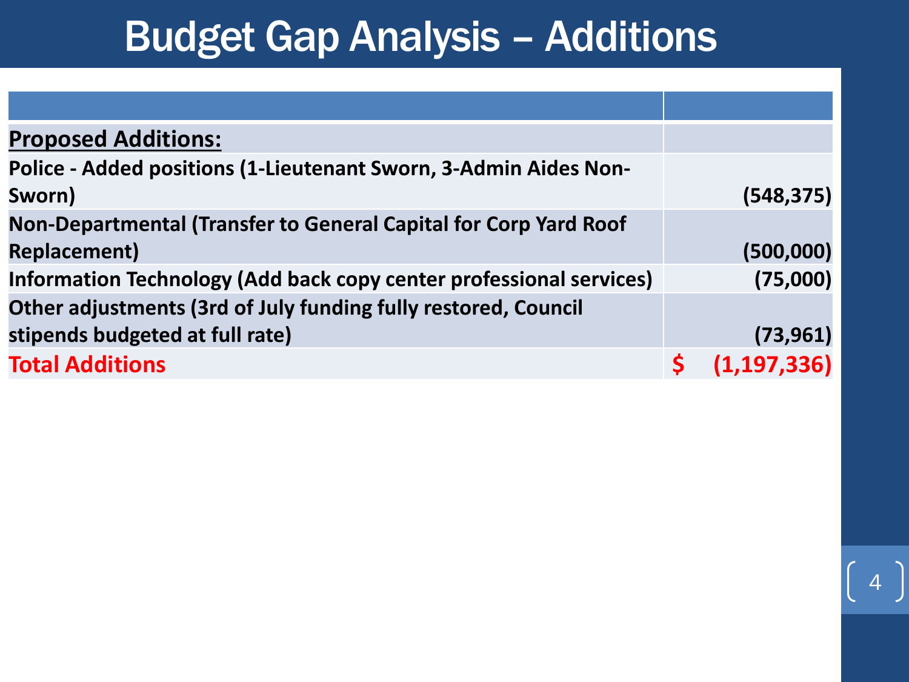# Budget Gap Analysis – Additions

| | |
|---|---|
| **Proposed Additions:** | |
| **Police - Added positions (1-Lieutenant Sworn, 3-Admin Aides Non-Sworn)** | **(548,375)** |
| **Non-Departmental (Transfer to General Capital for Corp Yard Roof Replacement)** | **(500,000)** |
| **Information Technology (Add back copy center professional services)** | **(75,000)** |
| **Other adjustments (3rd of July funding fully restored, Council stipends budgeted at full rate)** | **(73,961)** |
| **Total Additions** | **$ (1,197,336)** |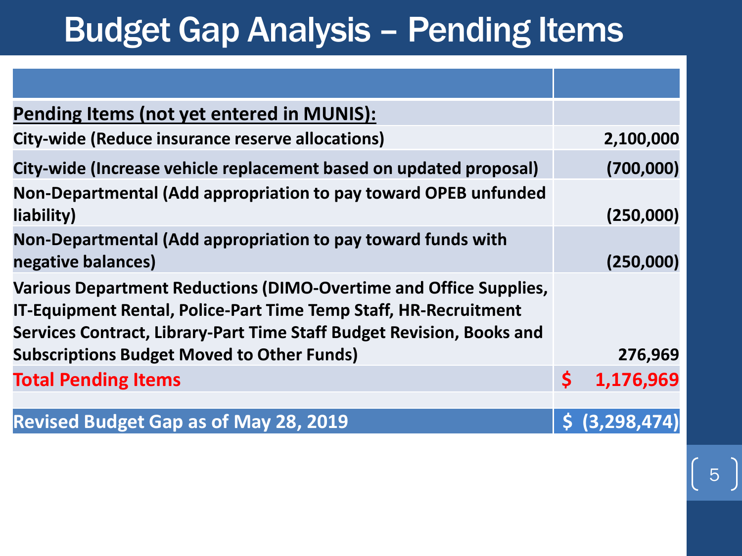# Budget Gap Analysis – Pending Items

| | |
|---|---|
| **Pending Items (not yet entered in MUNIS):** | |
| **City-wide (Reduce insurance reserve allocations)** | **2,100,000** |
| **City-wide (Increase vehicle replacement based on updated proposal)** | **(700,000)** |
| **Non-Departmental (Add appropriation to pay toward OPEB unfunded liability)** | **(250,000)** |
| **Non-Departmental (Add appropriation to pay toward funds with negative balances)** | **(250,000)** |
| **Various Department Reductions (DIMO-Overtime and Office Supplies, IT-Equipment Rental, Police-Part Time Temp Staff, HR-Recruitment Services Contract, Library-Part Time Staff Budget Revision, Books and Subscriptions Budget Moved to Other Funds)** | **276,969** |
| **Total Pending Items** | **$ 1,176,969** |
| | |
| **Revised Budget Gap as of May 28, 2019** | **$ (3,298,474)** |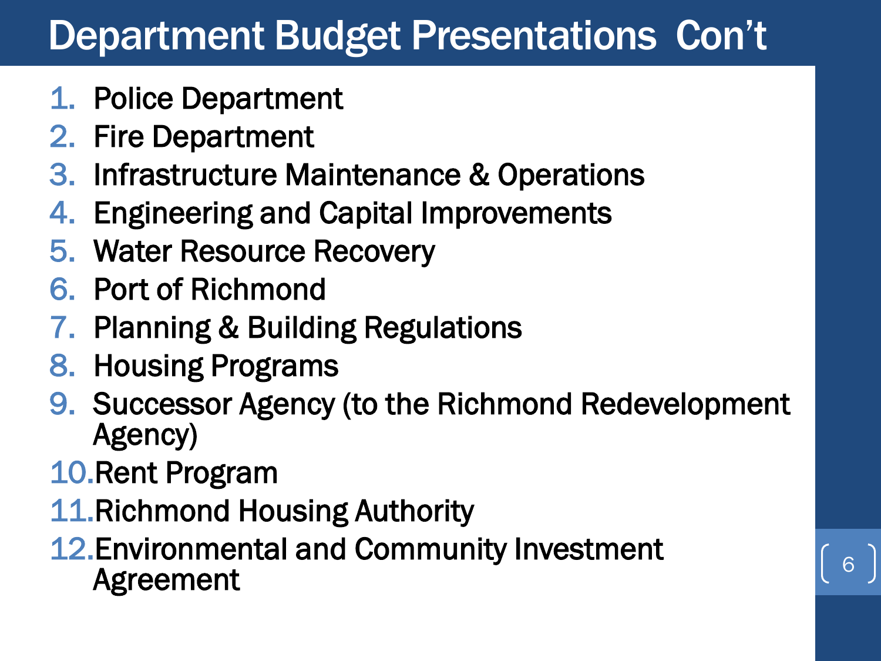# Department Budget Presentations Con't

1. Police Department
2. Fire Department
3. Infrastructure Maintenance & Operations
4. Engineering and Capital Improvements
5. Water Resource Recovery
6. Port of Richmond
7. Planning & Building Regulations
8. Housing Programs
9. Successor Agency (to the Richmond Redevelopment Agency)
10. Rent Program
11. Richmond Housing Authority
12. Environmental and Community Investment Agreement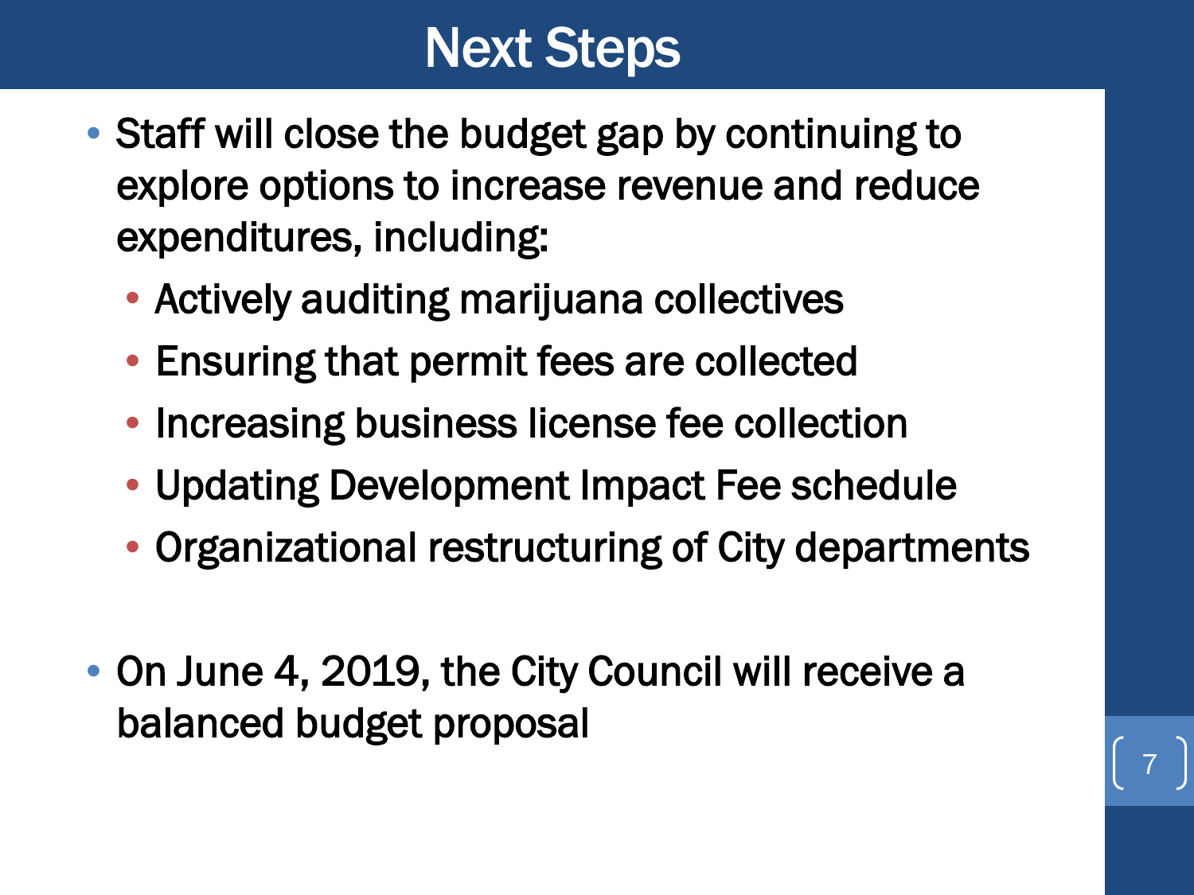# Next Steps

- Staff will close the budget gap by continuing to explore options to increase revenue and reduce expenditures, including:
  - Actively auditing marijuana collectives
  - Ensuring that permit fees are collected
  - Increasing business license fee collection
  - Updating Development Impact Fee schedule
  - Organizational restructuring of City departments

- On June 4, 2019, the City Council will receive a balanced budget proposal